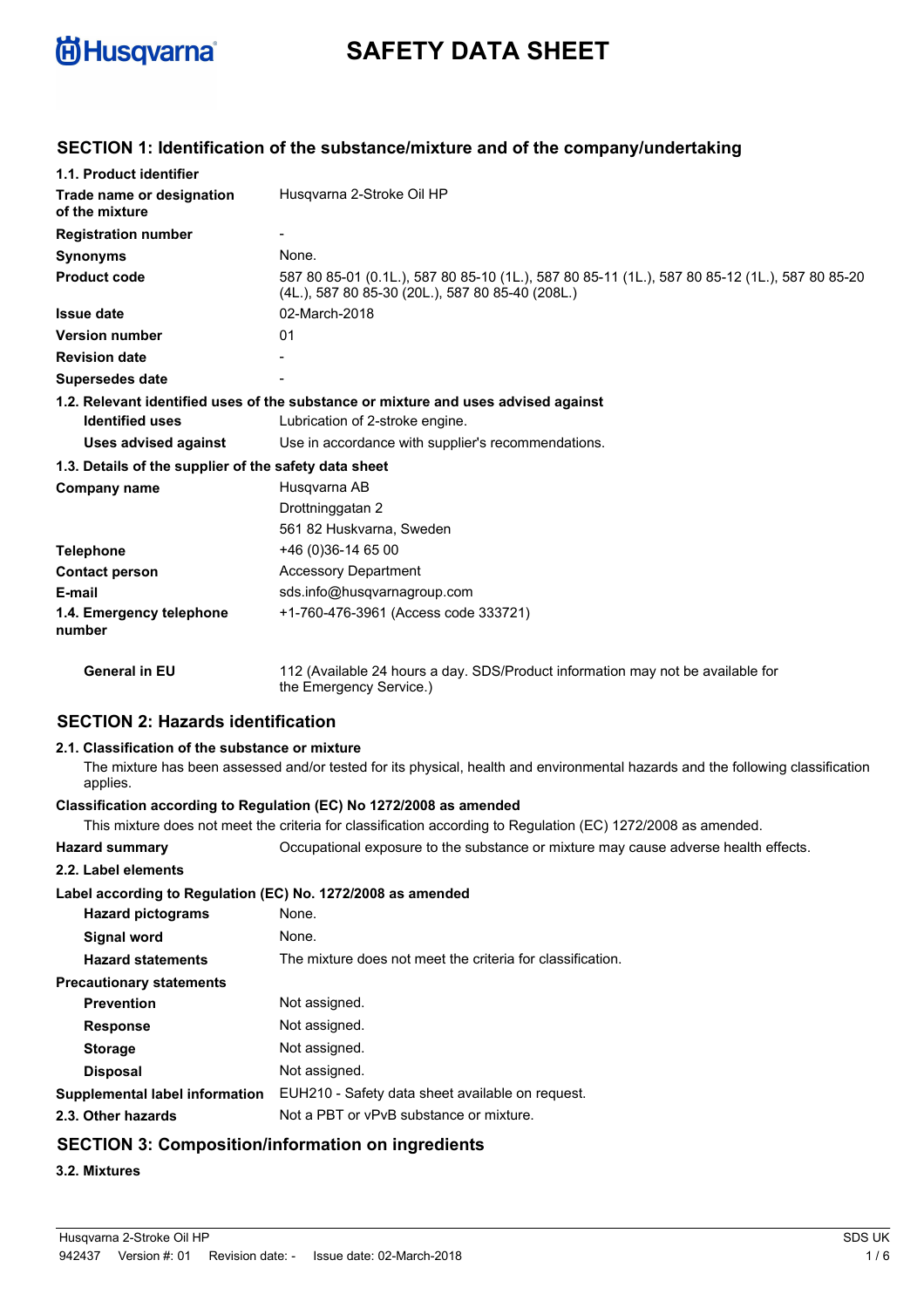# SAFETY DATA SHEET

## SECTION 1: Identification of the substance/mixture and of the company/undertaking

**1.1. Product identifier**

| | |
|---|---|
| **Trade name or designation of the mixture** | Husqvarna 2-Stroke Oil HP |
| **Registration number** | - |
| **Synonyms** | None. |
| **Product code** | 587 80 85-01 (0.1L.), 587 80 85-10 (1L.), 587 80 85-11 (1L.), 587 80 85-12 (1L.), 587 80 85-20 (4L.), 587 80 85-30 (20L.), 587 80 85-40 (208L.) |
| **Issue date** | 02-March-2018 |
| **Version number** | 01 |
| **Revision date** | - |
| **Supersedes date** | - |

**1.2. Relevant identified uses of the substance or mixture and uses advised against**

| | |
|---|---|
| **Identified uses** | Lubrication of 2-stroke engine. |
| **Uses advised against** | Use in accordance with supplier's recommendations. |

**1.3. Details of the supplier of the safety data sheet**

| | |
|---|---|
| **Company name** | Husqvarna AB<br>Drottninggatan 2<br>561 82 Huskvarna, Sweden |
| **Telephone** | +46 (0)36-14 65 00 |
| **Contact person** | Accessory Department |
| **E-mail** | sds.info@husqvarnagroup.com |
| **1.4. Emergency telephone number** | +1-760-476-3961 (Access code 333721) |
| **General in EU** | 112 (Available 24 hours a day. SDS/Product information may not be available for the Emergency Service.) |

## SECTION 2: Hazards identification

**2.1. Classification of the substance or mixture**

The mixture has been assessed and/or tested for its physical, health and environmental hazards and the following classification applies.

**Classification according to Regulation (EC) No 1272/2008 as amended**

This mixture does not meet the criteria for classification according to Regulation (EC) 1272/2008 as amended.

| | |
|---|---|
| **Hazard summary** | Occupational exposure to the substance or mixture may cause adverse health effects. |

**2.2. Label elements**

**Label according to Regulation (EC) No. 1272/2008 as amended**

| | |
|---|---|
| **Hazard pictograms** | None. |
| **Signal word** | None. |
| **Hazard statements** | The mixture does not meet the criteria for classification. |
| **Precautionary statements** | |
| **Prevention** | Not assigned. |
| **Response** | Not assigned. |
| **Storage** | Not assigned. |
| **Disposal** | Not assigned. |
| **Supplemental label information** | EUH210 - Safety data sheet available on request. |
| **2.3. Other hazards** | Not a PBT or vPvB substance or mixture. |

## SECTION 3: Composition/information on ingredients

**3.2. Mixtures**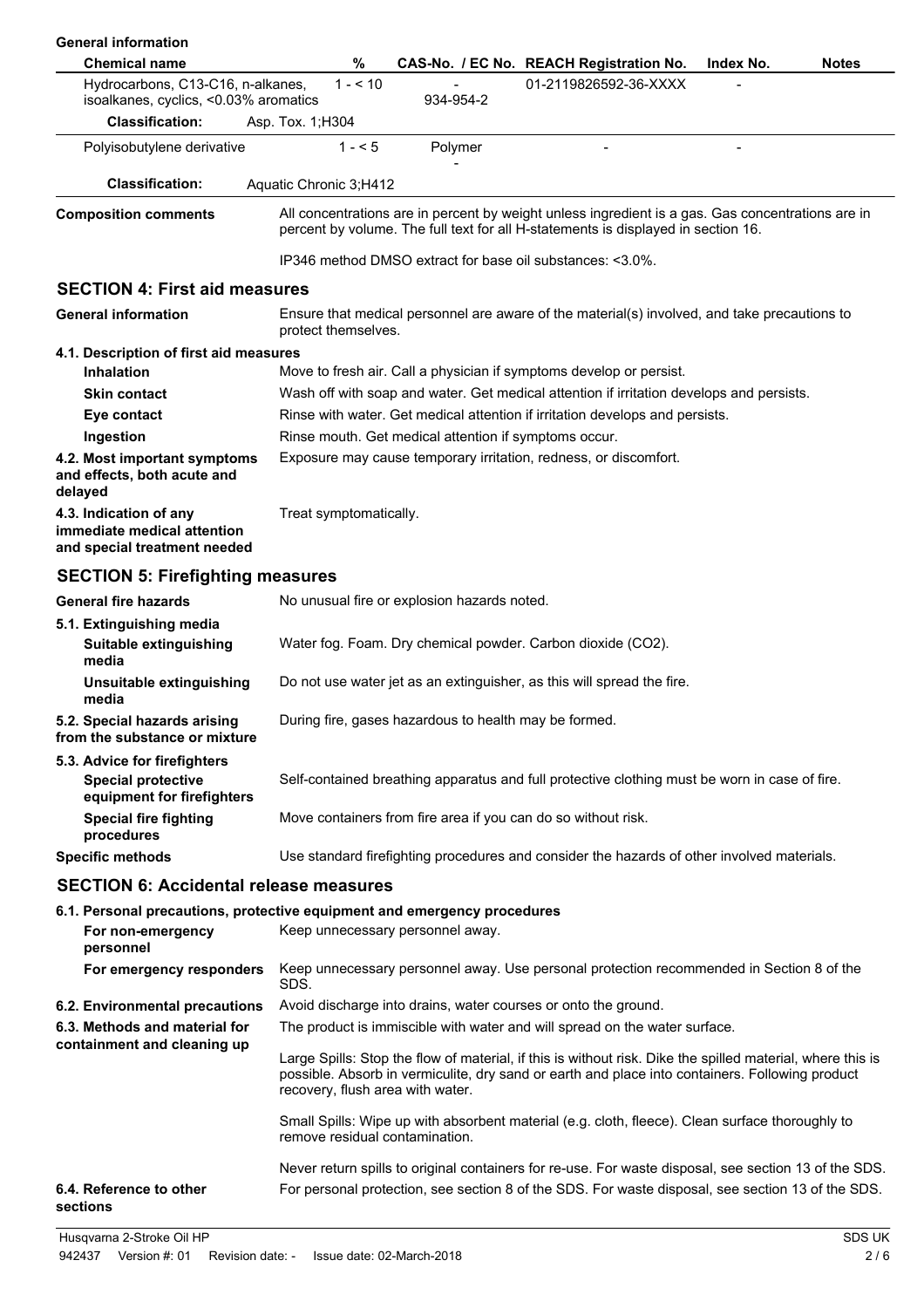**General information**

| Chemical name | % | CAS-No. / EC No. | REACH Registration No. | Index No. | Notes |
|---|---|---|---|---|---|
| Hydrocarbons, C13-C16, n-alkanes, isoalkanes, cyclics, <0.03% aromatics | 1 - < 10 | - 934-954-2 | 01-2119826592-36-XXXX | - | |
| **Classification:** | Asp. Tox. 1;H304 | | | | |
| Polyisobutylene derivative | 1 - < 5 | Polymer - | - | - | |
| **Classification:** | Aquatic Chronic 3;H412 | | | | |

**Composition comments**

All concentrations are in percent by weight unless ingredient is a gas. Gas concentrations are in percent by volume. The full text for all H-statements is displayed in section 16.

IP346 method DMSO extract for base oil substances: <3.0%.

## SECTION 4: First aid measures

**General information**
Ensure that medical personnel are aware of the material(s) involved, and take precautions to protect themselves.

**4.1. Description of first aid measures**

- **Inhalation**: Move to fresh air. Call a physician if symptoms develop or persist.
- **Skin contact**: Wash off with soap and water. Get medical attention if irritation develops and persists.
- **Eye contact**: Rinse with water. Get medical attention if irritation develops and persists.
- **Ingestion**: Rinse mouth. Get medical attention if symptoms occur.

**4.2. Most important symptoms and effects, both acute and delayed**
Exposure may cause temporary irritation, redness, or discomfort.

**4.3. Indication of any immediate medical attention and special treatment needed**
Treat symptomatically.

## SECTION 5: Firefighting measures

**General fire hazards**
No unusual fire or explosion hazards noted.

**5.1. Extinguishing media**

- **Suitable extinguishing media**: Water fog. Foam. Dry chemical powder. Carbon dioxide ($CO_2$).
- **Unsuitable extinguishing media**: Do not use water jet as an extinguisher, as this will spread the fire.

**5.2. Special hazards arising from the substance or mixture**
During fire, gases hazardous to health may be formed.

**5.3. Advice for firefighters**

- **Special protective equipment for firefighters**: Self-contained breathing apparatus and full protective clothing must be worn in case of fire.
- **Special fire fighting procedures**: Move containers from fire area if you can do so without risk.

**Specific methods**
Use standard firefighting procedures and consider the hazards of other involved materials.

## SECTION 6: Accidental release measures

**6.1. Personal precautions, protective equipment and emergency procedures**

- **For non-emergency personnel**: Keep unnecessary personnel away.
- **For emergency responders**: Keep unnecessary personnel away. Use personal protection recommended in Section 8 of the SDS.

**6.2. Environmental precautions**
Avoid discharge into drains, water courses or onto the ground.

**6.3. Methods and material for containment and cleaning up**
The product is immiscible with water and will spread on the water surface.

Large Spills: Stop the flow of material, if this is without risk. Dike the spilled material, where this is possible. Absorb in vermiculite, dry sand or earth and place into containers. Following product recovery, flush area with water.

Small Spills: Wipe up with absorbent material (e.g. cloth, fleece). Clean surface thoroughly to remove residual contamination.

Never return spills to original containers for re-use. For waste disposal, see section 13 of the SDS.

**6.4. Reference to other sections**
For personal protection, see section 8 of the SDS. For waste disposal, see section 13 of the SDS.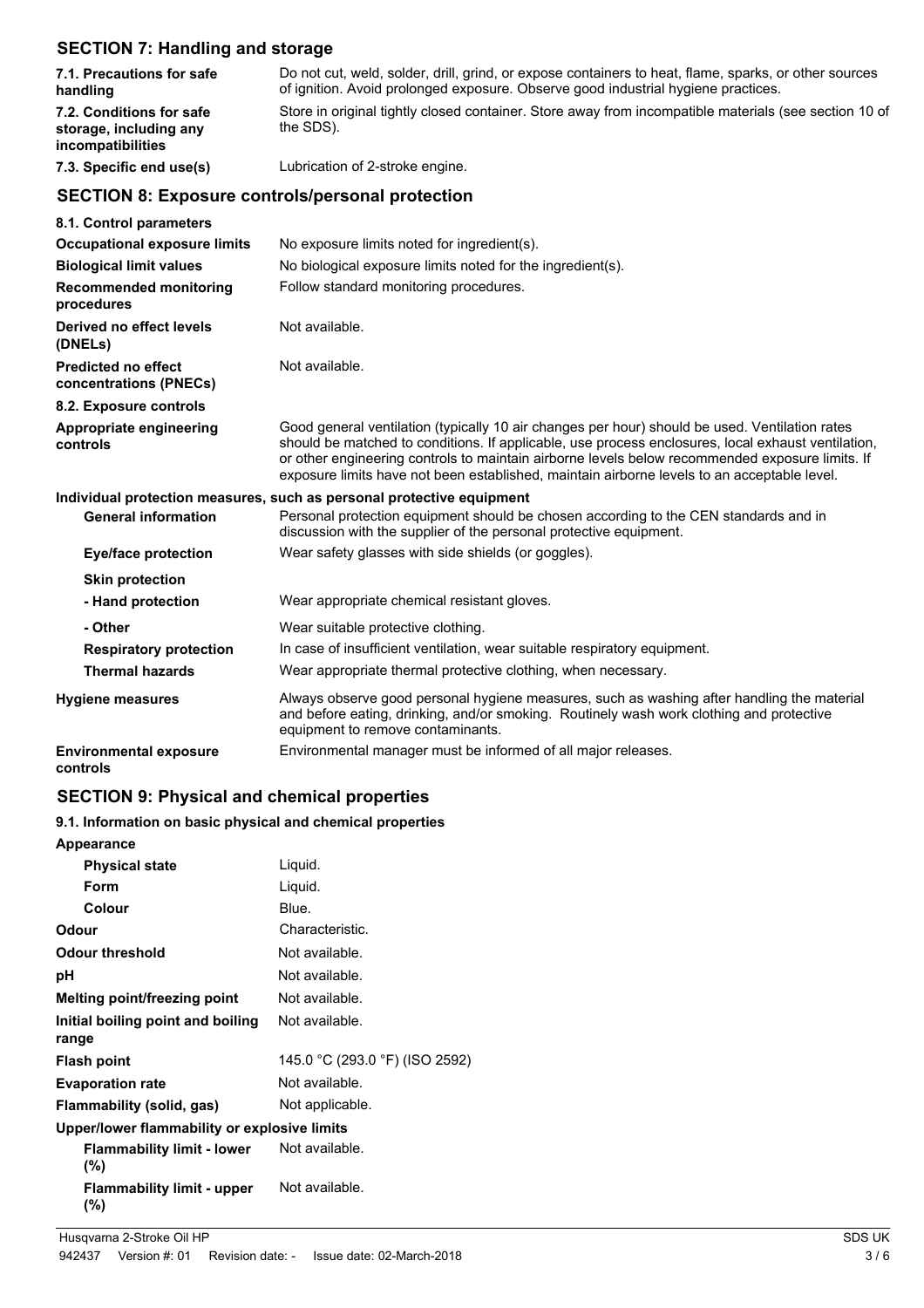## SECTION 7: Handling and storage

| | |
|---|---|
| **7.1. Precautions for safe handling** | Do not cut, weld, solder, drill, grind, or expose containers to heat, flame, sparks, or other sources of ignition. Avoid prolonged exposure. Observe good industrial hygiene practices. |
| **7.2. Conditions for safe storage, including any incompatibilities** | Store in original tightly closed container. Store away from incompatible materials (see section 10 of the SDS). |
| **7.3. Specific end use(s)** | Lubrication of 2-stroke engine. |

## SECTION 8: Exposure controls/personal protection

| | |
|---|---|
| **8.1. Control parameters** | |
| **Occupational exposure limits** | No exposure limits noted for ingredient(s). |
| **Biological limit values** | No biological exposure limits noted for the ingredient(s). |
| **Recommended monitoring procedures** | Follow standard monitoring procedures. |
| **Derived no effect levels (DNELs)** | Not available. |
| **Predicted no effect concentrations (PNECs)** | Not available. |
| **8.2. Exposure controls** | |
| **Appropriate engineering controls** | Good general ventilation (typically 10 air changes per hour) should be used. Ventilation rates should be matched to conditions. If applicable, use process enclosures, local exhaust ventilation, or other engineering controls to maintain airborne levels below recommended exposure limits. If exposure limits have not been established, maintain airborne levels to an acceptable level. |

**Individual protection measures, such as personal protective equipment**

| | |
|---|---|
| **General information** | Personal protection equipment should be chosen according to the CEN standards and in discussion with the supplier of the personal protective equipment. |
| **Eye/face protection** | Wear safety glasses with side shields (or goggles). |
| **Skin protection** | |
| **- Hand protection** | Wear appropriate chemical resistant gloves. |
| **- Other** | Wear suitable protective clothing. |
| **Respiratory protection** | In case of insufficient ventilation, wear suitable respiratory equipment. |
| **Thermal hazards** | Wear appropriate thermal protective clothing, when necessary. |
| **Hygiene measures** | Always observe good personal hygiene measures, such as washing after handling the material and before eating, drinking, and/or smoking. Routinely wash work clothing and protective equipment to remove contaminants. |
| **Environmental exposure controls** | Environmental manager must be informed of all major releases. |

## SECTION 9: Physical and chemical properties

**9.1. Information on basic physical and chemical properties**

| | |
|---|---|
| **Appearance** | |
| **Physical state** | Liquid. |
| **Form** | Liquid. |
| **Colour** | Blue. |
| **Odour** | Characteristic. |
| **Odour threshold** | Not available. |
| **pH** | Not available. |
| **Melting point/freezing point** | Not available. |
| **Initial boiling point and boiling range** | Not available. |
| **Flash point** | 145.0 °C (293.0 °F) (ISO 2592) |
| **Evaporation rate** | Not available. |
| **Flammability (solid, gas)** | Not applicable. |
| **Upper/lower flammability or explosive limits** | |
| **Flammability limit - lower (%)** | Not available. |
| **Flammability limit - upper (%)** | Not available. |

Husqvarna 2-Stroke Oil HP — SDS UK
942437 Version #: 01 Revision date: - Issue date: 02-March-2018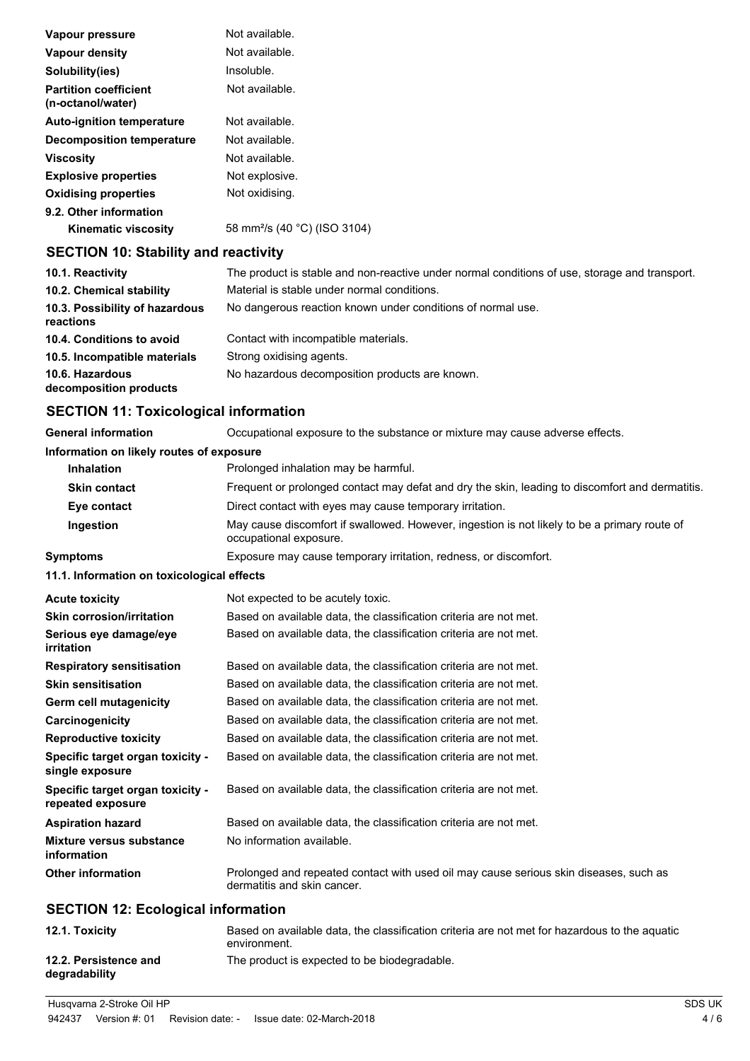| | |
|---|---|
| **Vapour pressure** | Not available. |
| **Vapour density** | Not available. |
| **Solubility(ies)** | Insoluble. |
| **Partition coefficient (n-octanol/water)** | Not available. |
| **Auto-ignition temperature** | Not available. |
| **Decomposition temperature** | Not available. |
| **Viscosity** | Not available. |
| **Explosive properties** | Not explosive. |
| **Oxidising properties** | Not oxidising. |
| **9.2. Other information** | |
| **Kinematic viscosity** | 58 $mm^2/s$ (40 °C) (ISO 3104) |

## SECTION 10: Stability and reactivity

| | |
|---|---|
| **10.1. Reactivity** | The product is stable and non-reactive under normal conditions of use, storage and transport. |
| **10.2. Chemical stability** | Material is stable under normal conditions. |
| **10.3. Possibility of hazardous reactions** | No dangerous reaction known under conditions of normal use. |
| **10.4. Conditions to avoid** | Contact with incompatible materials. |
| **10.5. Incompatible materials** | Strong oxidising agents. |
| **10.6. Hazardous decomposition products** | No hazardous decomposition products are known. |

## SECTION 11: Toxicological information

| | |
|---|---|
| **General information** | Occupational exposure to the substance or mixture may cause adverse effects. |
| **Information on likely routes of exposure** | |
| **Inhalation** | Prolonged inhalation may be harmful. |
| **Skin contact** | Frequent or prolonged contact may defat and dry the skin, leading to discomfort and dermatitis. |
| **Eye contact** | Direct contact with eyes may cause temporary irritation. |
| **Ingestion** | May cause discomfort if swallowed. However, ingestion is not likely to be a primary route of occupational exposure. |
| **Symptoms** | Exposure may cause temporary irritation, redness, or discomfort. |
| **11.1. Information on toxicological effects** | |
| **Acute toxicity** | Not expected to be acutely toxic. |
| **Skin corrosion/irritation** | Based on available data, the classification criteria are not met. |
| **Serious eye damage/eye irritation** | Based on available data, the classification criteria are not met. |
| **Respiratory sensitisation** | Based on available data, the classification criteria are not met. |
| **Skin sensitisation** | Based on available data, the classification criteria are not met. |
| **Germ cell mutagenicity** | Based on available data, the classification criteria are not met. |
| **Carcinogenicity** | Based on available data, the classification criteria are not met. |
| **Reproductive toxicity** | Based on available data, the classification criteria are not met. |
| **Specific target organ toxicity - single exposure** | Based on available data, the classification criteria are not met. |
| **Specific target organ toxicity - repeated exposure** | Based on available data, the classification criteria are not met. |
| **Aspiration hazard** | Based on available data, the classification criteria are not met. |
| **Mixture versus substance information** | No information available. |
| **Other information** | Prolonged and repeated contact with used oil may cause serious skin diseases, such as dermatitis and skin cancer. |

## SECTION 12: Ecological information

| | |
|---|---|
| **12.1. Toxicity** | Based on available data, the classification criteria are not met for hazardous to the aquatic environment. |
| **12.2. Persistence and degradability** | The product is expected to be biodegradable. |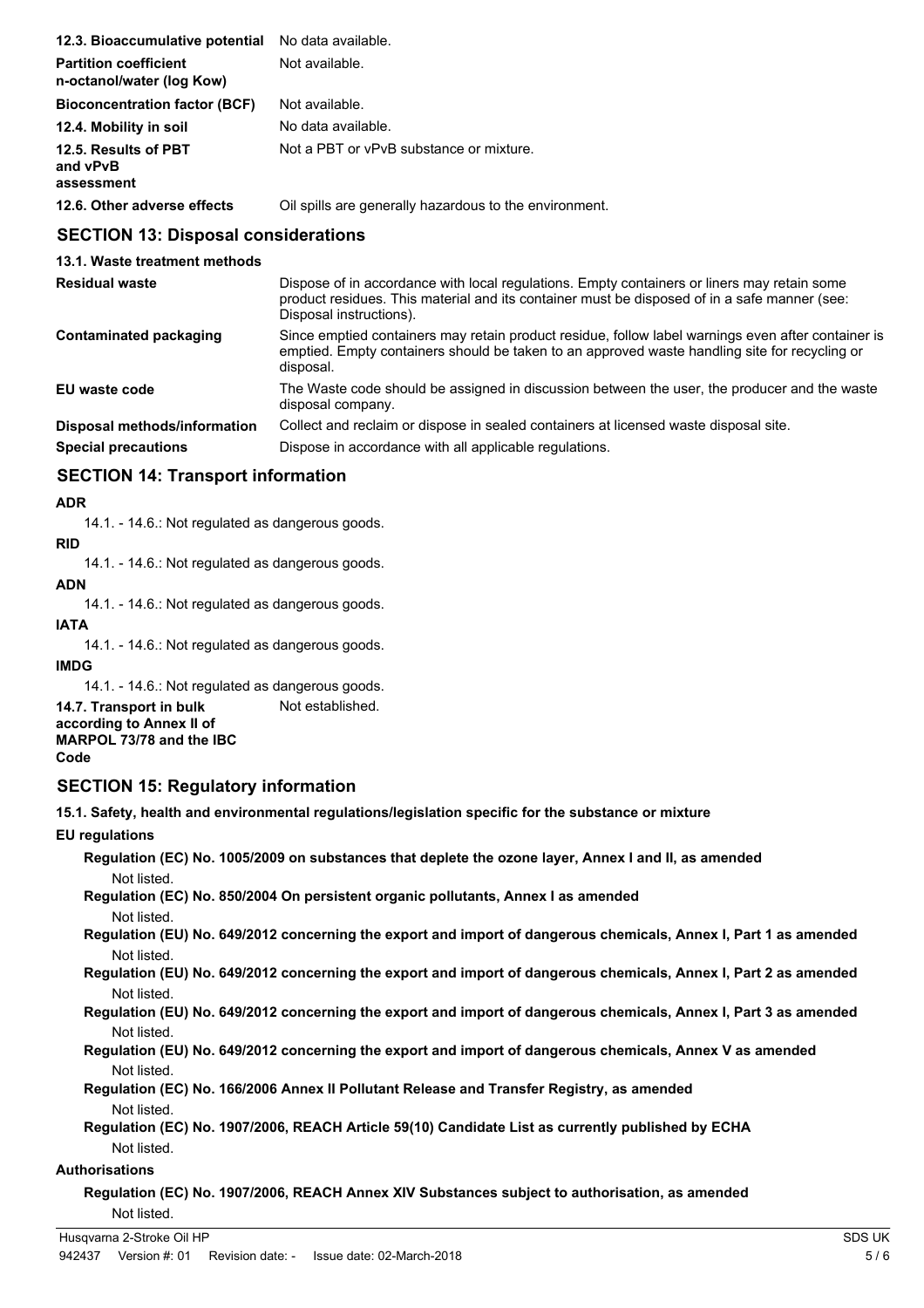| | |
|---|---|
| **12.3. Bioaccumulative potential** | No data available. |
| **Partition coefficient n-octanol/water (log Kow)** | Not available. |
| **Bioconcentration factor (BCF)** | Not available. |
| **12.4. Mobility in soil** | No data available. |
| **12.5. Results of PBT and vPvB assessment** | Not a PBT or vPvB substance or mixture. |
| **12.6. Other adverse effects** | Oil spills are generally hazardous to the environment. |

## SECTION 13: Disposal considerations

**13.1. Waste treatment methods**

| | |
|---|---|
| **Residual waste** | Dispose of in accordance with local regulations. Empty containers or liners may retain some product residues. This material and its container must be disposed of in a safe manner (see: Disposal instructions). |
| **Contaminated packaging** | Since emptied containers may retain product residue, follow label warnings even after container is emptied. Empty containers should be taken to an approved waste handling site for recycling or disposal. |
| **EU waste code** | The Waste code should be assigned in discussion between the user, the producer and the waste disposal company. |
| **Disposal methods/information** | Collect and reclaim or dispose in sealed containers at licensed waste disposal site. |
| **Special precautions** | Dispose in accordance with all applicable regulations. |

## SECTION 14: Transport information

**ADR**

14.1. - 14.6.: Not regulated as dangerous goods.

**RID**

14.1. - 14.6.: Not regulated as dangerous goods.

**ADN**

14.1. - 14.6.: Not regulated as dangerous goods.

**IATA**

14.1. - 14.6.: Not regulated as dangerous goods.

**IMDG**

14.1. - 14.6.: Not regulated as dangerous goods.

| | |
|---|---|
| **14.7. Transport in bulk according to Annex II of MARPOL 73/78 and the IBC Code** | Not established. |

## SECTION 15: Regulatory information

**15.1. Safety, health and environmental regulations/legislation specific for the substance or mixture**

**EU regulations**

**Regulation (EC) No. 1005/2009 on substances that deplete the ozone layer, Annex I and II, as amended**

Not listed.

**Regulation (EC) No. 850/2004 On persistent organic pollutants, Annex I as amended**

Not listed.

**Regulation (EU) No. 649/2012 concerning the export and import of dangerous chemicals, Annex I, Part 1 as amended**

Not listed.

**Regulation (EU) No. 649/2012 concerning the export and import of dangerous chemicals, Annex I, Part 2 as amended**

Not listed.

**Regulation (EU) No. 649/2012 concerning the export and import of dangerous chemicals, Annex I, Part 3 as amended**

Not listed.

**Regulation (EU) No. 649/2012 concerning the export and import of dangerous chemicals, Annex V as amended**

Not listed.

**Regulation (EC) No. 166/2006 Annex II Pollutant Release and Transfer Registry, as amended**

Not listed.

**Regulation (EC) No. 1907/2006, REACH Article 59(10) Candidate List as currently published by ECHA**

Not listed.

**Authorisations**

**Regulation (EC) No. 1907/2006, REACH Annex XIV Substances subject to authorisation, as amended**

Not listed.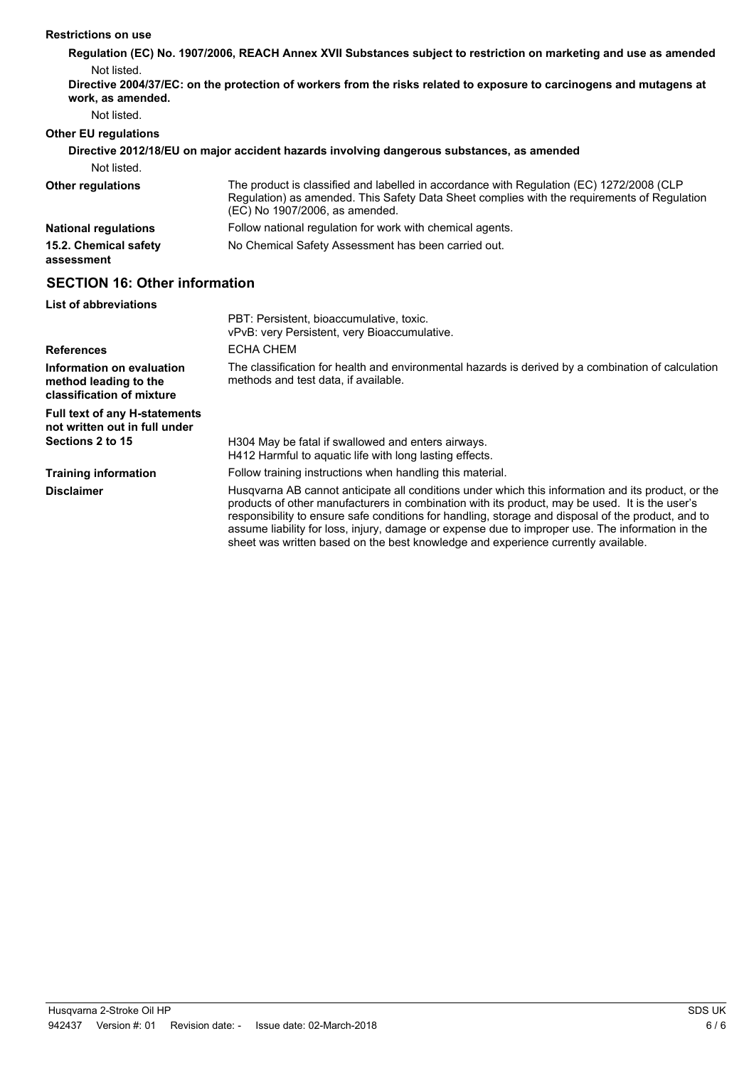**Restrictions on use**

**Regulation (EC) No. 1907/2006, REACH Annex XVII Substances subject to restriction on marketing and use as amended**

Not listed.

**Directive 2004/37/EC: on the protection of workers from the risks related to exposure to carcinogens and mutagens at work, as amended.**

Not listed.

**Other EU regulations**

**Directive 2012/18/EU on major accident hazards involving dangerous substances, as amended**

Not listed.

| | |
|---|---|
| **Other regulations** | The product is classified and labelled in accordance with Regulation (EC) 1272/2008 (CLP Regulation) as amended. This Safety Data Sheet complies with the requirements of Regulation (EC) No 1907/2006, as amended. |
| **National regulations** | Follow national regulation for work with chemical agents. |
| **15.2. Chemical safety assessment** | No Chemical Safety Assessment has been carried out. |

## SECTION 16: Other information

| | |
|---|---|
| **List of abbreviations** | PBT: Persistent, bioaccumulative, toxic.<br>vPvB: very Persistent, very Bioaccumulative. |
| **References** | ECHA CHEM |
| **Information on evaluation method leading to the classification of mixture** | The classification for health and environmental hazards is derived by a combination of calculation methods and test data, if available. |
| **Full text of any H-statements not written out in full under Sections 2 to 15** | H304 May be fatal if swallowed and enters airways.<br>H412 Harmful to aquatic life with long lasting effects. |
| **Training information** | Follow training instructions when handling this material. |
| **Disclaimer** | Husqvarna AB cannot anticipate all conditions under which this information and its product, or the products of other manufacturers in combination with its product, may be used. It is the user's responsibility to ensure safe conditions for handling, storage and disposal of the product, and to assume liability for loss, injury, damage or expense due to improper use. The information in the sheet was written based on the best knowledge and experience currently available. |